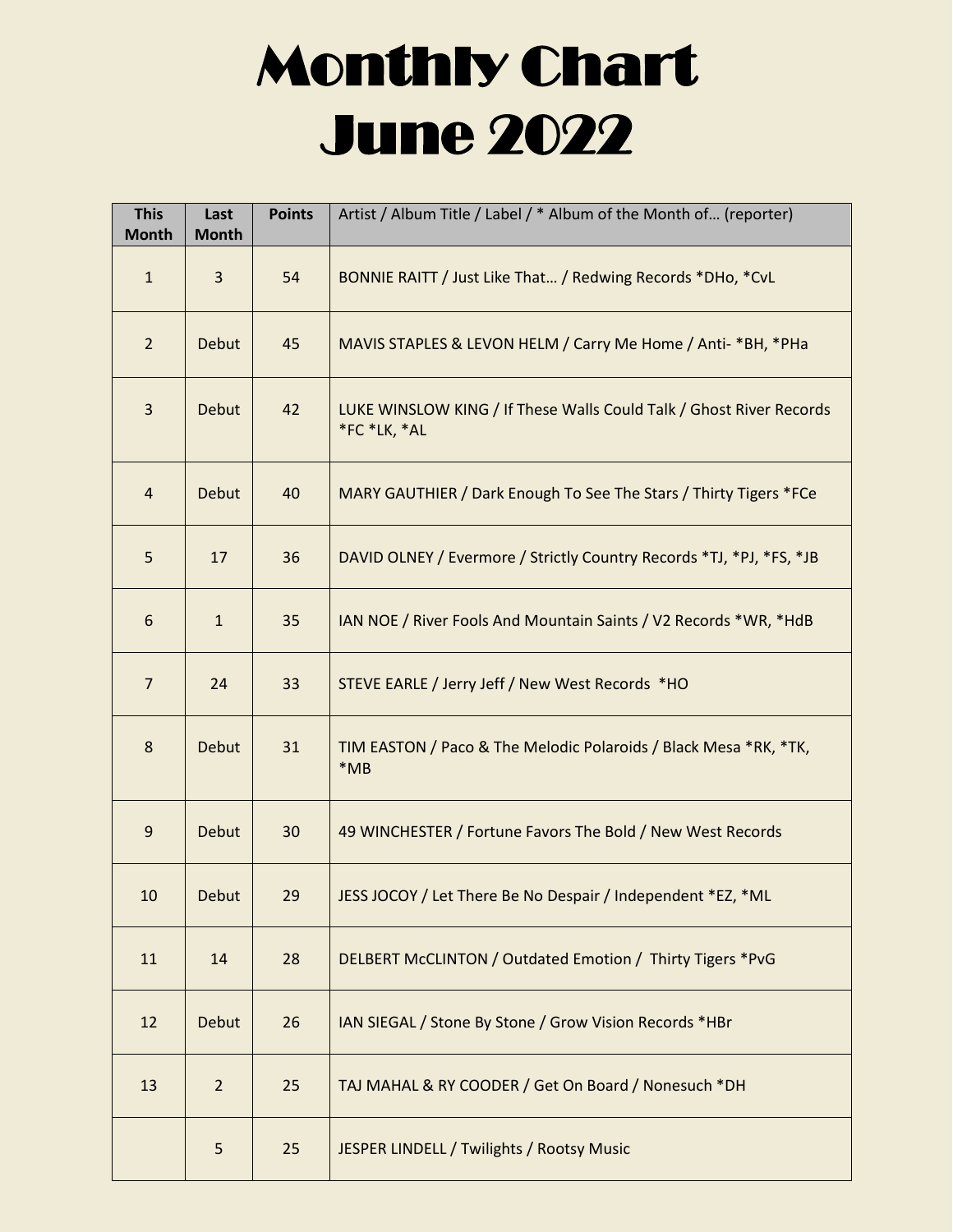# Monthly Chart
# June 2022

| This Month | Last Month | Points | Artist / Album Title / Label / * Album of the Month of… (reporter) |
|---|---|---|---|
| 1 | 3 | 54 | BONNIE RAITT / Just Like That… / Redwing Records *DHo, *CvL |
| 2 | Debut | 45 | MAVIS STAPLES & LEVON HELM / Carry Me Home / Anti- *BH, *PHa |
| 3 | Debut | 42 | LUKE WINSLOW KING / If These Walls Could Talk / Ghost River Records *FC *LK, *AL |
| 4 | Debut | 40 | MARY GAUTHIER / Dark Enough To See The Stars / Thirty Tigers *FCe |
| 5 | 17 | 36 | DAVID OLNEY / Evermore / Strictly Country Records *TJ, *PJ, *FS, *JB |
| 6 | 1 | 35 | IAN NOE / River Fools And Mountain Saints / V2 Records *WR, *HdB |
| 7 | 24 | 33 | STEVE EARLE / Jerry Jeff / New West Records *HO |
| 8 | Debut | 31 | TIM EASTON / Paco & The Melodic Polaroids / Black Mesa *RK, *TK, *MB |
| 9 | Debut | 30 | 49 WINCHESTER / Fortune Favors The Bold / New West Records |
| 10 | Debut | 29 | JESS JOCOY / Let There Be No Despair / Independent *EZ, *ML |
| 11 | 14 | 28 | DELBERT McCLINTON / Outdated Emotion / Thirty Tigers *PvG |
| 12 | Debut | 26 | IAN SIEGAL / Stone By Stone / Grow Vision Records *HBr |
| 13 | 2 | 25 | TAJ MAHAL & RY COODER / Get On Board / Nonesuch *DH |
|  | 5 | 25 | JESPER LINDELL / Twilights / Rootsy Music |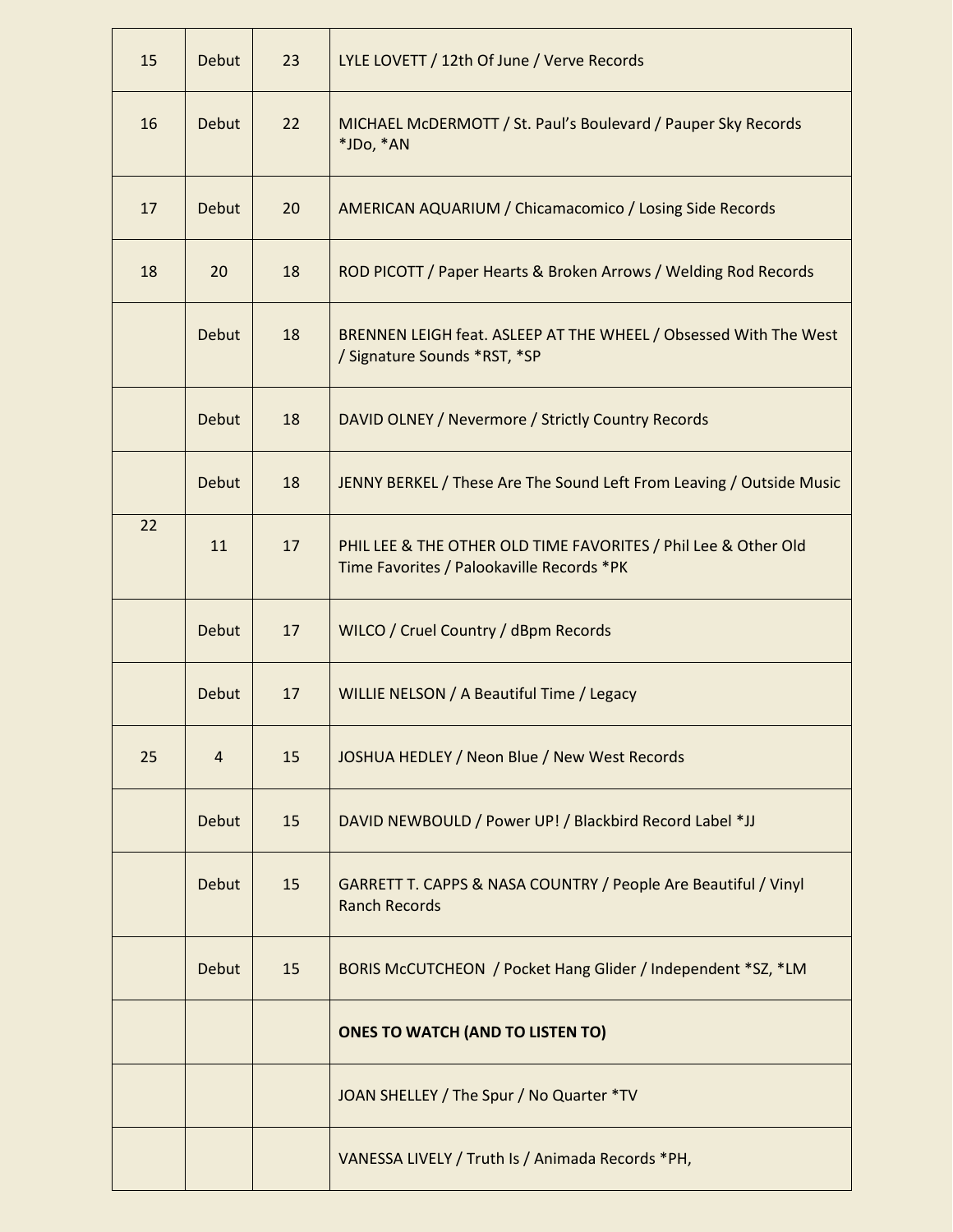| | | | |
|---|---|---|---|
| 15 | Debut | 23 | LYLE LOVETT / 12th Of June / Verve Records |
| 16 | Debut | 22 | MICHAEL McDERMOTT / St. Paul's Boulevard / Pauper Sky Records *JDo, *AN |
| 17 | Debut | 20 | AMERICAN AQUARIUM / Chicamacomico / Losing Side Records |
| 18 | 20 | 18 | ROD PICOTT / Paper Hearts & Broken Arrows / Welding Rod Records |
| | Debut | 18 | BRENNEN LEIGH feat. ASLEEP AT THE WHEEL / Obsessed With The West / Signature Sounds *RST, *SP |
| | Debut | 18 | DAVID OLNEY / Nevermore / Strictly Country Records |
| | Debut | 18 | JENNY BERKEL / These Are The Sound Left From Leaving / Outside Music |
| 22 | 11 | 17 | PHIL LEE & THE OTHER OLD TIME FAVORITES / Phil Lee & Other Old Time Favorites / Palookaville Records *PK |
| | Debut | 17 | WILCO / Cruel Country / dBpm Records |
| | Debut | 17 | WILLIE NELSON / A Beautiful Time / Legacy |
| 25 | 4 | 15 | JOSHUA HEDLEY / Neon Blue / New West Records |
| | Debut | 15 | DAVID NEWBOULD / Power UP! / Blackbird Record Label *JJ |
| | Debut | 15 | GARRETT T. CAPPS & NASA COUNTRY / People Are Beautiful / Vinyl Ranch Records |
| | Debut | 15 | BORIS McCUTCHEON / Pocket Hang Glider / Independent *SZ, *LM |
| | | | **ONES TO WATCH (AND TO LISTEN TO)** |
| | | | JOAN SHELLEY / The Spur / No Quarter *TV |
| | | | VANESSA LIVELY / Truth Is / Animada Records *PH, |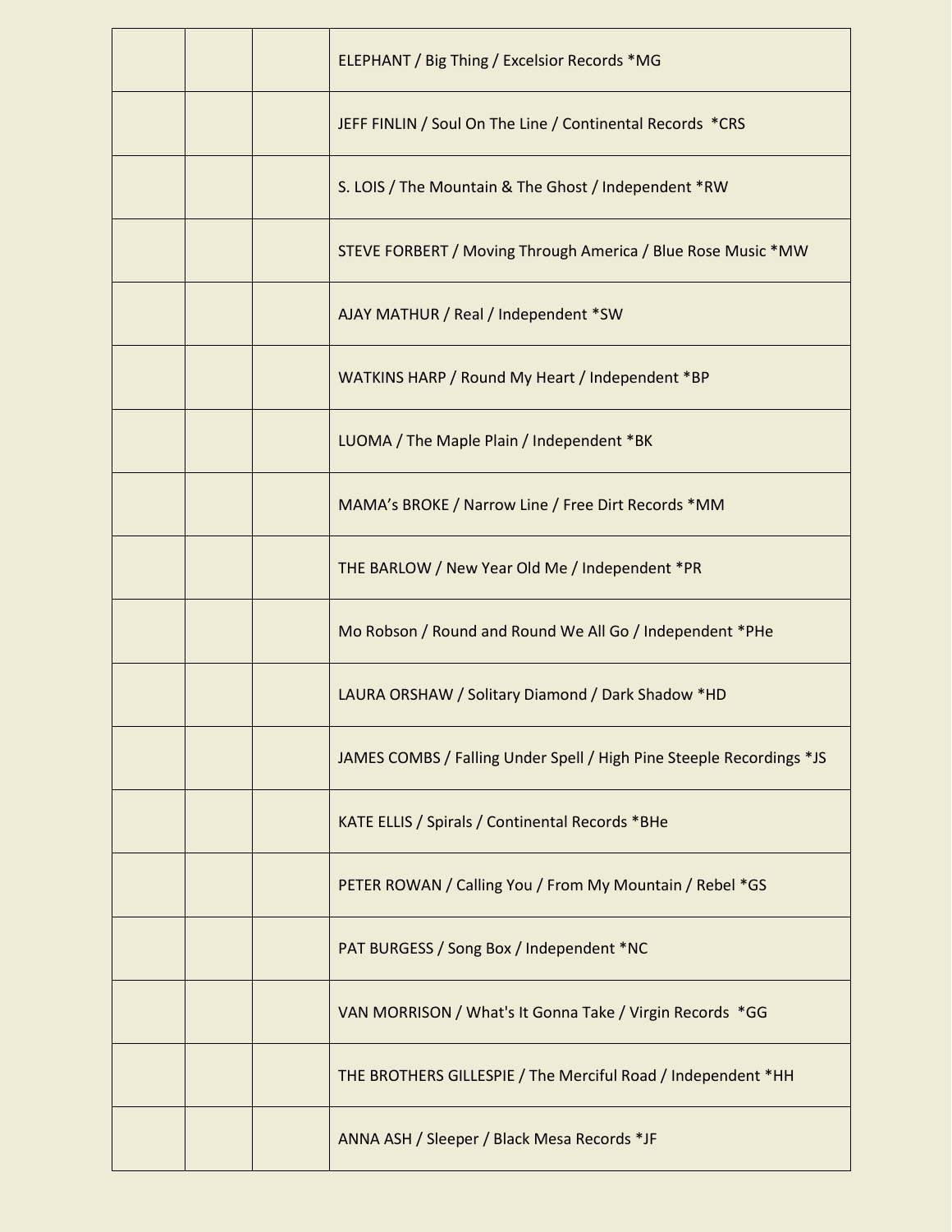| | | | |
|---|---|---|---|
| | | | ELEPHANT / Big Thing / Excelsior Records *MG |
| | | | JEFF FINLIN / Soul On The Line / Continental Records *CRS |
| | | | S. LOIS / The Mountain & The Ghost / Independent *RW |
| | | | STEVE FORBERT / Moving Through America / Blue Rose Music *MW |
| | | | AJAY MATHUR / Real / Independent *SW |
| | | | WATKINS HARP / Round My Heart / Independent *BP |
| | | | LUOMA / The Maple Plain / Independent *BK |
| | | | MAMA's BROKE / Narrow Line / Free Dirt Records *MM |
| | | | THE BARLOW / New Year Old Me / Independent *PR |
| | | | Mo Robson / Round and Round We All Go / Independent *PHe |
| | | | LAURA ORSHAW / Solitary Diamond / Dark Shadow *HD |
| | | | JAMES COMBS / Falling Under Spell / High Pine Steeple Recordings *JS |
| | | | KATE ELLIS / Spirals / Continental Records *BHe |
| | | | PETER ROWAN / Calling You / From My Mountain / Rebel *GS |
| | | | PAT BURGESS / Song Box / Independent *NC |
| | | | VAN MORRISON / What's It Gonna Take / Virgin Records *GG |
| | | | THE BROTHERS GILLESPIE / The Merciful Road / Independent *HH |
| | | | ANNA ASH / Sleeper / Black Mesa Records *JF |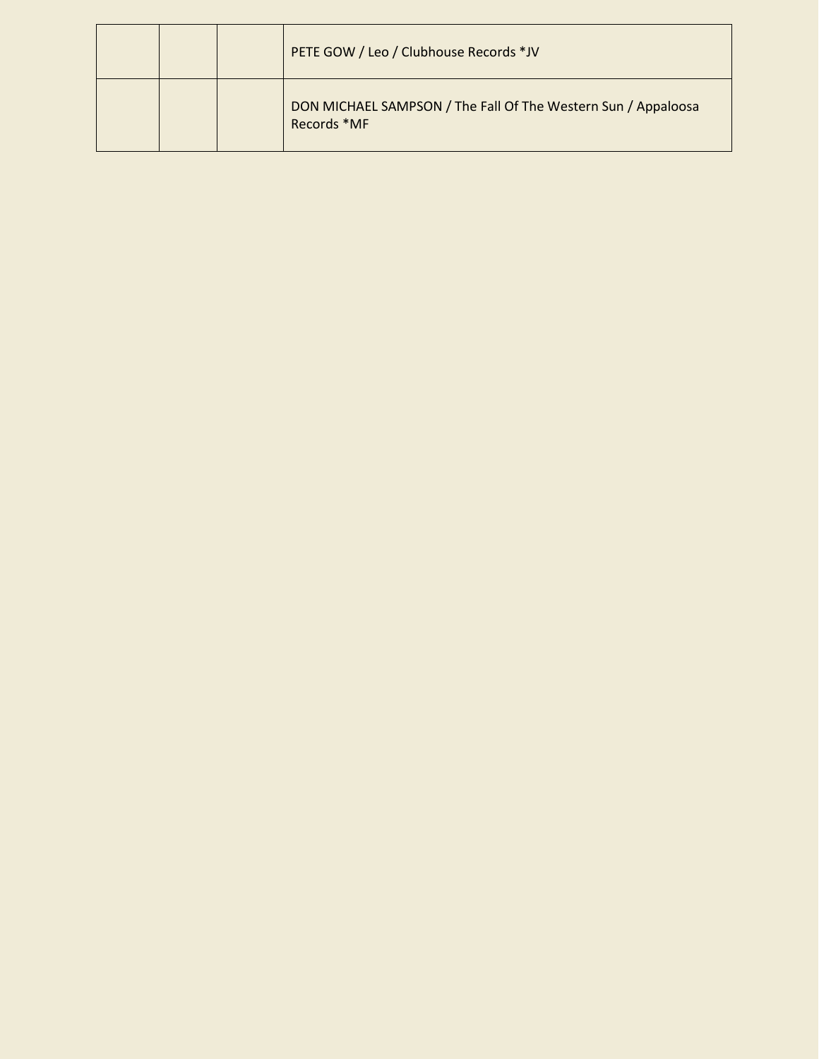| | | | |
|---|---|---|---|
| | | | PETE GOW / Leo / Clubhouse Records *JV |
| | | | DON MICHAEL SAMPSON / The Fall Of The Western Sun / Appaloosa Records *MF |